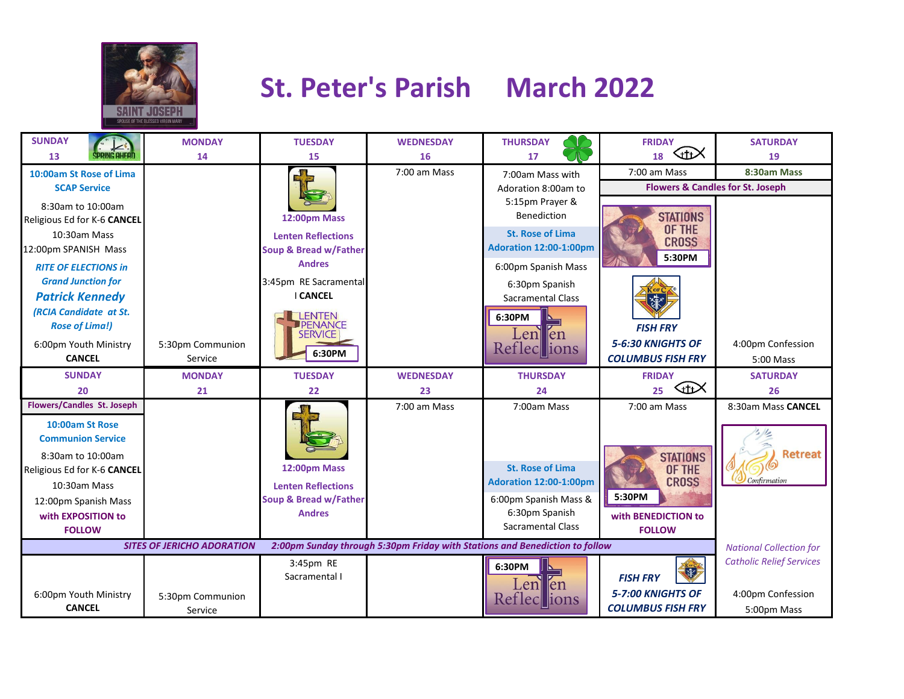# St. Peter's Parish March 2022

| SUNDAY 13 | MONDAY 14 | TUESDAY 15 | WEDNESDAY 16 | THURSDAY 17 | FRIDAY 18 | SATURDAY 19 |
|---|---|---|---|---|---|---|
| **10:00am St Rose of Lima SCAP Service**<br>8:30am to 10:00am Religious Ed for K-6 **CANCEL**<br>10:30am Mass<br>12:00pm SPANISH Mass<br>***RITE OF ELECTIONS in Grand Junction for Patrick Kennedy (RCIA Candidate at St. Rose of Lima!)***<br>6:00pm Youth Ministry **CANCEL** | 5:30pm Communion Service | **12:00pm Mass**<br>**Lenten Reflections Soup & Bread w/Father Andres**<br>3:45pm RE Sacramental I **CANCEL**<br>LENTEN PENANCE SERVICE 6:30PM | 7:00 am Mass | 7:00am Mass with Adoration 8:00am to 5:15pm Prayer & Benediction<br>**St. Rose of Lima Adoration 12:00-1:00pm**<br>6:00pm Spanish Mass<br>6:30pm Spanish Sacramental Class<br>6:30PM Lenten Reflections | 7:00 am Mass<br>**Flowers & Candles for St. Joseph**<br>STATIONS OF THE CROSS 5:30PM<br>***FISH FRY 5-6:30 KNIGHTS OF COLUMBUS FISH FRY*** | **8:30am Mass**<br>4:00pm Confession<br>5:00 Mass |
| **SUNDAY 20** | **MONDAY 21** | **TUESDAY 22** | **WEDNESDAY 23** | **THURSDAY 24** | **FRIDAY 25** | **SATURDAY 26** |
| **Flowers/Candles St. Joseph**<br>**10:00am St Rose Communion Service**<br>8:30am to 10:00am Religious Ed for K-6 **CANCEL**<br>10:30am Mass<br>12:00pm Spanish Mass<br>**with EXPOSITION to FOLLOW**<br>6:00pm Youth Ministry **CANCEL** | 5:30pm Communion Service | **12:00pm Mass**<br>**Lenten Reflections Soup & Bread w/Father Andres**<br>3:45pm RE Sacramental I | 7:00 am Mass | 7:00am Mass<br>**St. Rose of Lima Adoration 12:00-1:00pm**<br>6:00pm Spanish Mass & 6:30pm Spanish Sacramental Class<br>6:30PM Lenten Reflections | 7:00 am Mass<br>STATIONS OF THE CROSS 5:30PM<br>**with BENEDICTION to FOLLOW**<br>***FISH FRY 5-7:00 KNIGHTS OF COLUMBUS FISH FRY*** | 8:30am Mass **CANCEL**<br>Retreat Confirmation<br>*National Collection for Catholic Relief Services*<br>4:00pm Confession<br>5:00pm Mass |

***SITES OF JERICHO ADORATION 2:00pm Sunday through 5:30pm Friday with Stations and Benediction to follow***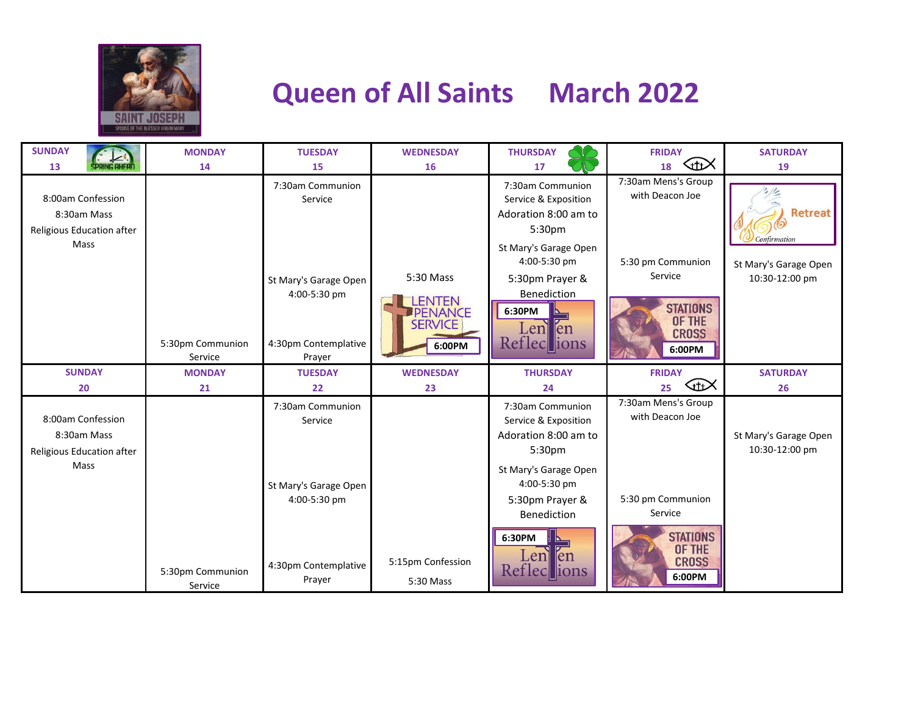# Queen of All Saints March 2022

| SUNDAY 13 | MONDAY 14 | TUESDAY 15 | WEDNESDAY 16 | THURSDAY 17 | FRIDAY 18 | SATURDAY 19 |
|---|---|---|---|---|---|---|
| 8:00am Confession<br>8:30am Mass<br>Religious Education after Mass | 5:30pm Communion Service | 7:30am Communion Service<br>St Mary's Garage Open 4:00-5:30 pm<br>4:30pm Contemplative Prayer | 5:30 Mass<br>LENTEN PENANCE SERVICE 6:00PM | 7:30am Communion Service & Exposition<br>Adoration 8:00 am to 5:30pm<br>St Mary's Garage Open 4:00-5:30 pm<br>5:30pm Prayer & Benediction<br>6:30PM Lenten Reflections | 7:30am Mens's Group with Deacon Joe<br>5:30 pm Communion Service<br>STATIONS OF THE CROSS 6:00PM | Retreat Confirmation<br>St Mary's Garage Open 10:30-12:00 pm |
| **SUNDAY 20** | **MONDAY 21** | **TUESDAY 22** | **WEDNESDAY 23** | **THURSDAY 24** | **FRIDAY 25** | **SATURDAY 26** |
| 8:00am Confession<br>8:30am Mass<br>Religious Education after Mass | 5:30pm Communion Service | 7:30am Communion Service<br>St Mary's Garage Open 4:00-5:30 pm<br>4:30pm Contemplative Prayer | 5:15pm Confession<br>5:30 Mass | 7:30am Communion Service & Exposition<br>Adoration 8:00 am to 5:30pm<br>St Mary's Garage Open 4:00-5:30 pm<br>5:30pm Prayer & Benediction<br>6:30PM Lenten Reflections | 7:30am Mens's Group with Deacon Joe<br>5:30 pm Communion Service<br>STATIONS OF THE CROSS 6:00PM | St Mary's Garage Open 10:30-12:00 pm |